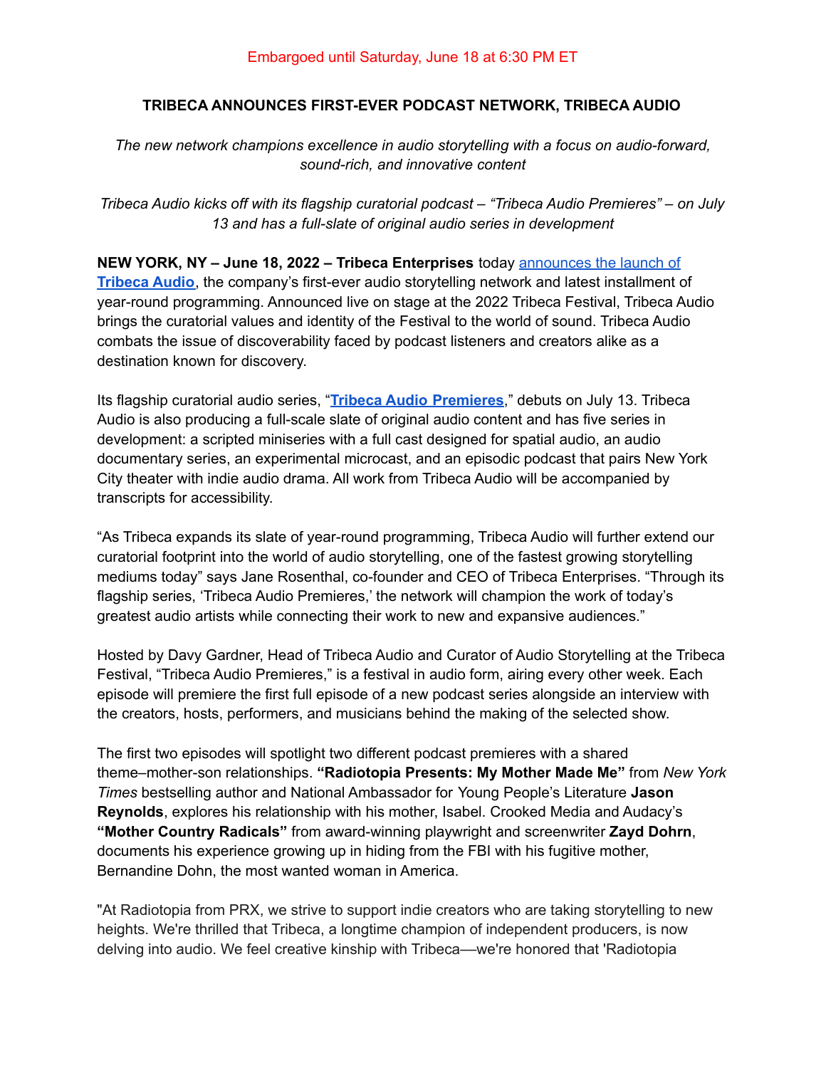Embargoed until Saturday, June 18 at 6:30 PM ET

# TRIBECA ANNOUNCES FIRST-EVER PODCAST NETWORK, TRIBECA AUDIO

*The new network champions excellence in audio storytelling with a focus on audio-forward, sound-rich, and innovative content*

*Tribeca Audio kicks off with its flagship curatorial podcast – "Tribeca Audio Premieres" – on July 13 and has a full-slate of original audio series in development*

**NEW YORK, NY – June 18, 2022 – Tribeca Enterprises** today announces the launch of **Tribeca Audio**, the company's first-ever audio storytelling network and latest installment of year-round programming. Announced live on stage at the 2022 Tribeca Festival, Tribeca Audio brings the curatorial values and identity of the Festival to the world of sound. Tribeca Audio combats the issue of discoverability faced by podcast listeners and creators alike as a destination known for discovery.

Its flagship curatorial audio series, "**Tribeca Audio Premieres**," debuts on July 13. Tribeca Audio is also producing a full-scale slate of original audio content and has five series in development: a scripted miniseries with a full cast designed for spatial audio, an audio documentary series, an experimental microcast, and an episodic podcast that pairs New York City theater with indie audio drama. All work from Tribeca Audio will be accompanied by transcripts for accessibility.

"As Tribeca expands its slate of year-round programming, Tribeca Audio will further extend our curatorial footprint into the world of audio storytelling, one of the fastest growing storytelling mediums today" says Jane Rosenthal, co-founder and CEO of Tribeca Enterprises. "Through its flagship series, 'Tribeca Audio Premieres,' the network will champion the work of today's greatest audio artists while connecting their work to new and expansive audiences."

Hosted by Davy Gardner, Head of Tribeca Audio and Curator of Audio Storytelling at the Tribeca Festival, "Tribeca Audio Premieres," is a festival in audio form, airing every other week. Each episode will premiere the first full episode of a new podcast series alongside an interview with the creators, hosts, performers, and musicians behind the making of the selected show.

The first two episodes will spotlight two different podcast premieres with a shared theme–mother-son relationships. **"Radiotopia Presents: My Mother Made Me"** from *New York Times* bestselling author and National Ambassador for Young People's Literature **Jason Reynolds**, explores his relationship with his mother, Isabel. Crooked Media and Audacy's **"Mother Country Radicals"** from award-winning playwright and screenwriter **Zayd Dohrn**, documents his experience growing up in hiding from the FBI with his fugitive mother, Bernandine Dohn, the most wanted woman in America.

"At Radiotopia from PRX, we strive to support indie creators who are taking storytelling to new heights. We're thrilled that Tribeca, a longtime champion of independent producers, is now delving into audio. We feel creative kinship with Tribeca—we're honored that 'Radiotopia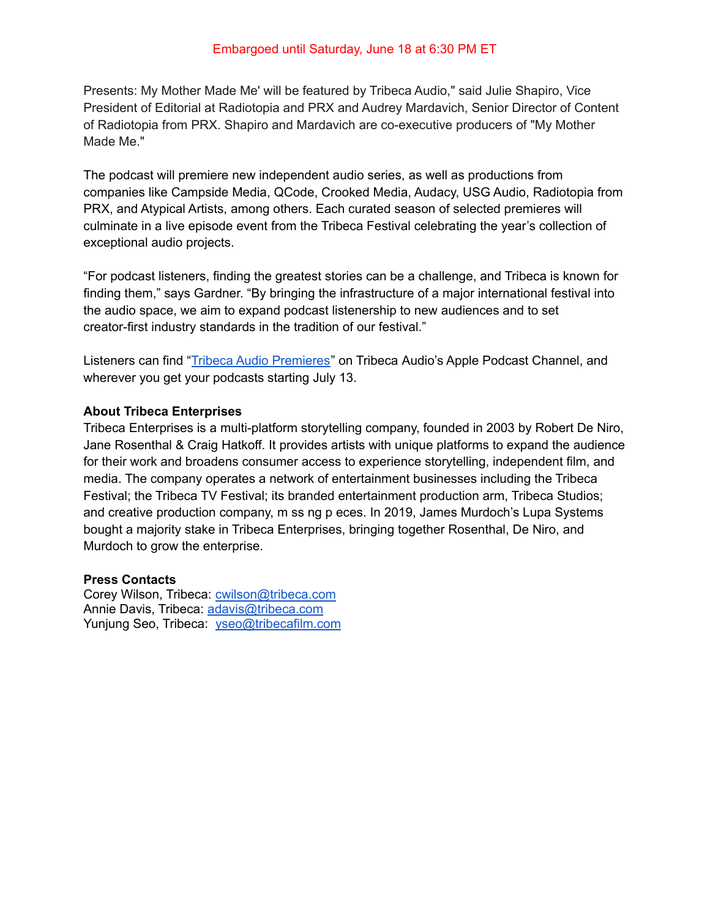Embargoed until Saturday, June 18 at 6:30 PM ET

Presents: My Mother Made Me' will be featured by Tribeca Audio," said Julie Shapiro, Vice President of Editorial at Radiotopia and PRX and Audrey Mardavich, Senior Director of Content of Radiotopia from PRX. Shapiro and Mardavich are co-executive producers of "My Mother Made Me."

The podcast will premiere new independent audio series, as well as productions from companies like Campside Media, QCode, Crooked Media, Audacy, USG Audio, Radiotopia from PRX, and Atypical Artists, among others. Each curated season of selected premieres will culminate in a live episode event from the Tribeca Festival celebrating the year's collection of exceptional audio projects.

"For podcast listeners, finding the greatest stories can be a challenge, and Tribeca is known for finding them," says Gardner. "By bringing the infrastructure of a major international festival into the audio space, we aim to expand podcast listenership to new audiences and to set creator-first industry standards in the tradition of our festival."

Listeners can find "Tribeca Audio Premieres" on Tribeca Audio's Apple Podcast Channel, and wherever you get your podcasts starting July 13.

**About Tribeca Enterprises**
Tribeca Enterprises is a multi-platform storytelling company, founded in 2003 by Robert De Niro, Jane Rosenthal & Craig Hatkoff. It provides artists with unique platforms to expand the audience for their work and broadens consumer access to experience storytelling, independent film, and media. The company operates a network of entertainment businesses including the Tribeca Festival; the Tribeca TV Festival; its branded entertainment production arm, Tribeca Studios; and creative production company, m ss ng p eces. In 2019, James Murdoch's Lupa Systems bought a majority stake in Tribeca Enterprises, bringing together Rosenthal, De Niro, and Murdoch to grow the enterprise.

**Press Contacts**
Corey Wilson, Tribeca: cwilson@tribeca.com
Annie Davis, Tribeca: adavis@tribeca.com
Yunjung Seo, Tribeca: yseo@tribecafilm.com